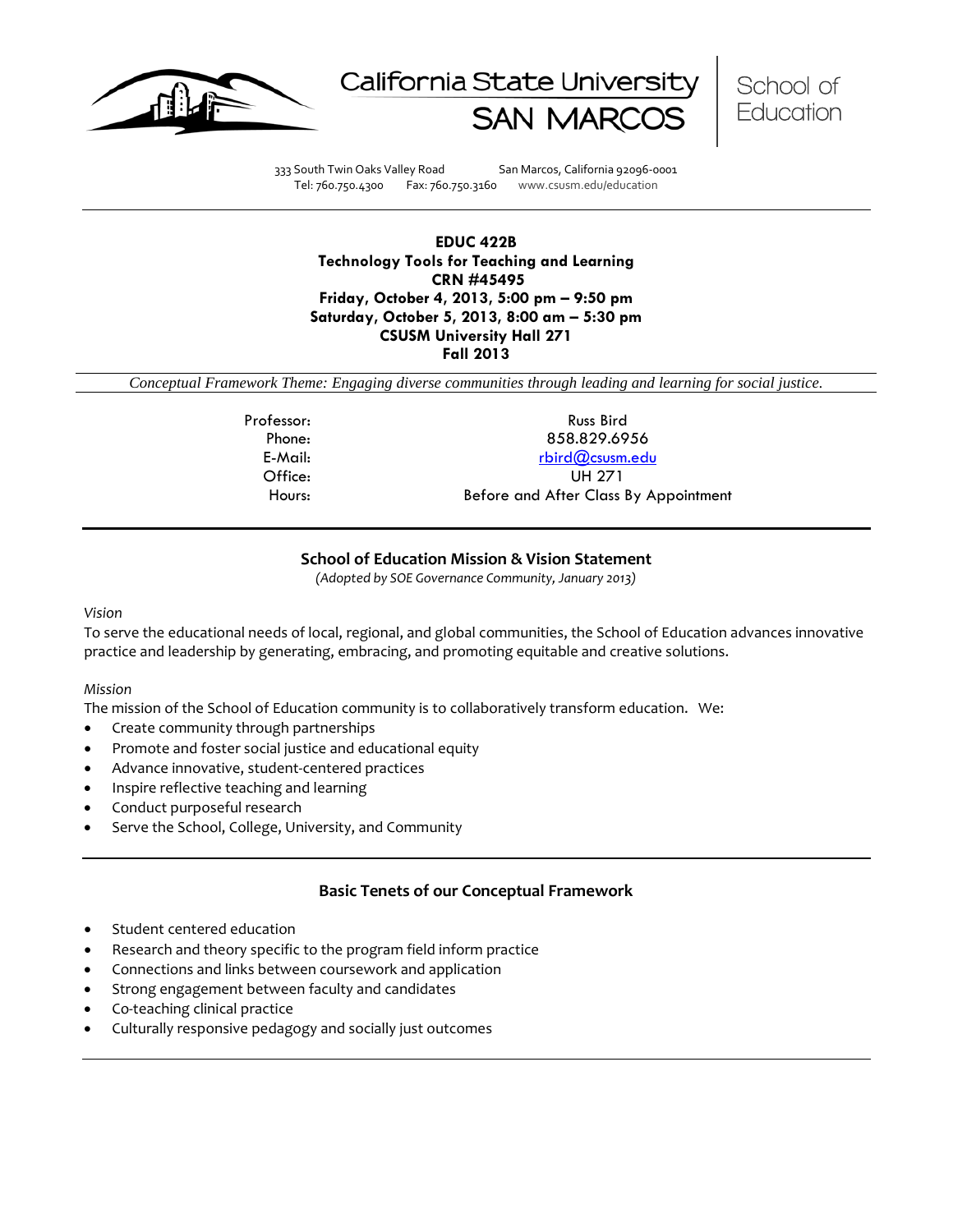California State University SAN MARCOS | School of Education

333 South Twin Oaks Valley Road San Marcos, California 92096-0001
Tel: 760.750.4300 Fax: 760.750.3160 www.csusm.edu/education

**EDUC 422B**
**Technology Tools for Teaching and Learning**
**CRN #45495**
**Friday, October 4, 2013, 5:00 pm – 9:50 pm**
**Saturday, October 5, 2013, 8:00 am – 5:30 pm**
**CSUSM University Hall 271**
**Fall 2013**

*Conceptual Framework Theme: Engaging diverse communities through leading and learning for social justice.*

| | |
|---|---|
| Professor: | Russ Bird |
| Phone: | 858.829.6956 |
| E-Mail: | rbird@csusm.edu |
| Office: | UH 271 |
| Hours: | Before and After Class By Appointment |

## School of Education Mission & Vision Statement

*(Adopted by SOE Governance Community, January 2013)*

*Vision*

To serve the educational needs of local, regional, and global communities, the School of Education advances innovative practice and leadership by generating, embracing, and promoting equitable and creative solutions.

*Mission*

The mission of the School of Education community is to collaboratively transform education. We:

- Create community through partnerships
- Promote and foster social justice and educational equity
- Advance innovative, student-centered practices
- Inspire reflective teaching and learning
- Conduct purposeful research
- Serve the School, College, University, and Community

## Basic Tenets of our Conceptual Framework

- Student centered education
- Research and theory specific to the program field inform practice
- Connections and links between coursework and application
- Strong engagement between faculty and candidates
- Co-teaching clinical practice
- Culturally responsive pedagogy and socially just outcomes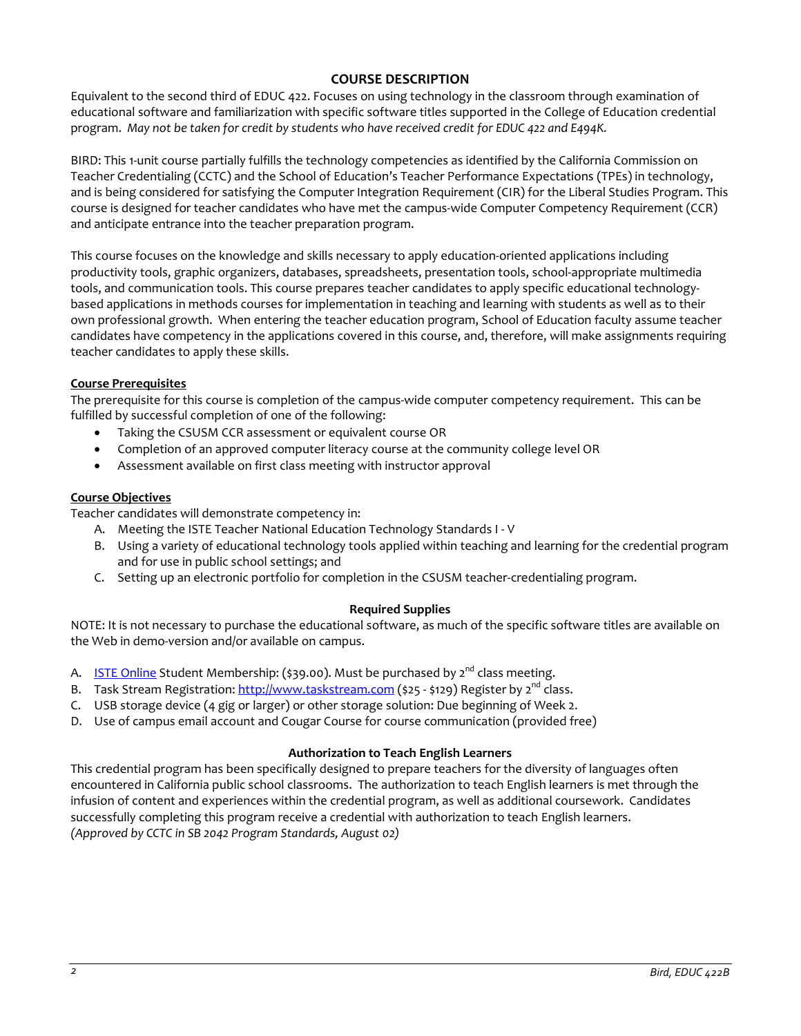## COURSE DESCRIPTION

Equivalent to the second third of EDUC 422. Focuses on using technology in the classroom through examination of educational software and familiarization with specific software titles supported in the College of Education credential program. *May not be taken for credit by students who have received credit for EDUC 422 and E494K.*

BIRD: This 1-unit course partially fulfills the technology competencies as identified by the California Commission on Teacher Credentialing (CCTC) and the School of Education's Teacher Performance Expectations (TPEs) in technology, and is being considered for satisfying the Computer Integration Requirement (CIR) for the Liberal Studies Program. This course is designed for teacher candidates who have met the campus-wide Computer Competency Requirement (CCR) and anticipate entrance into the teacher preparation program.

This course focuses on the knowledge and skills necessary to apply education-oriented applications including productivity tools, graphic organizers, databases, spreadsheets, presentation tools, school-appropriate multimedia tools, and communication tools. This course prepares teacher candidates to apply specific educational technology-based applications in methods courses for implementation in teaching and learning with students as well as to their own professional growth. When entering the teacher education program, School of Education faculty assume teacher candidates have competency in the applications covered in this course, and, therefore, will make assignments requiring teacher candidates to apply these skills.

### Course Prerequisites

The prerequisite for this course is completion of the campus-wide computer competency requirement. This can be fulfilled by successful completion of one of the following:

- Taking the CSUSM CCR assessment or equivalent course OR
- Completion of an approved computer literacy course at the community college level OR
- Assessment available on first class meeting with instructor approval

### Course Objectives

Teacher candidates will demonstrate competency in:

A. Meeting the ISTE Teacher National Education Technology Standards I - V
B. Using a variety of educational technology tools applied within teaching and learning for the credential program and for use in public school settings; and
C. Setting up an electronic portfolio for completion in the CSUSM teacher-credentialing program.

### Required Supplies

NOTE: It is not necessary to purchase the educational software, as much of the specific software titles are available on the Web in demo-version and/or available on campus.

A. ISTE Online Student Membership: ($39.00). Must be purchased by 2nd class meeting.
B. Task Stream Registration: http://www.taskstream.com ($25 - $129) Register by 2nd class.
C. USB storage device (4 gig or larger) or other storage solution: Due beginning of Week 2.
D. Use of campus email account and Cougar Course for course communication (provided free)

### Authorization to Teach English Learners

This credential program has been specifically designed to prepare teachers for the diversity of languages often encountered in California public school classrooms. The authorization to teach English learners is met through the infusion of content and experiences within the credential program, as well as additional coursework. Candidates successfully completing this program receive a credential with authorization to teach English learners.
*(Approved by CCTC in SB 2042 Program Standards, August 02)*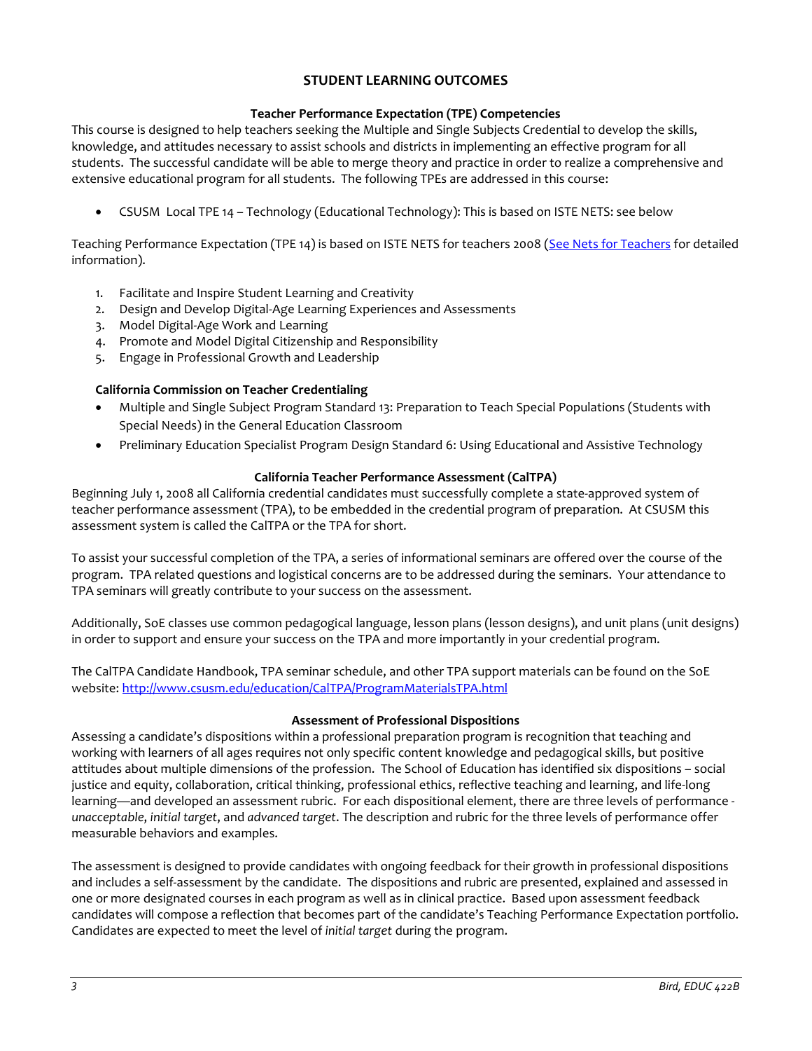## STUDENT LEARNING OUTCOMES

### Teacher Performance Expectation (TPE) Competencies

This course is designed to help teachers seeking the Multiple and Single Subjects Credential to develop the skills, knowledge, and attitudes necessary to assist schools and districts in implementing an effective program for all students. The successful candidate will be able to merge theory and practice in order to realize a comprehensive and extensive educational program for all students. The following TPEs are addressed in this course:

- CSUSM Local TPE 14 – Technology (Educational Technology): This is based on ISTE NETS: see below

Teaching Performance Expectation (TPE 14) is based on ISTE NETS for teachers 2008 ([See Nets for Teachers](See Nets for Teachers) for detailed information).

1. Facilitate and Inspire Student Learning and Creativity
2. Design and Develop Digital-Age Learning Experiences and Assessments
3. Model Digital-Age Work and Learning
4. Promote and Model Digital Citizenship and Responsibility
5. Engage in Professional Growth and Leadership

**California Commission on Teacher Credentialing**

- Multiple and Single Subject Program Standard 13: Preparation to Teach Special Populations (Students with Special Needs) in the General Education Classroom
- Preliminary Education Specialist Program Design Standard 6: Using Educational and Assistive Technology

### California Teacher Performance Assessment (CalTPA)

Beginning July 1, 2008 all California credential candidates must successfully complete a state-approved system of teacher performance assessment (TPA), to be embedded in the credential program of preparation. At CSUSM this assessment system is called the CalTPA or the TPA for short.

To assist your successful completion of the TPA, a series of informational seminars are offered over the course of the program. TPA related questions and logistical concerns are to be addressed during the seminars. Your attendance to TPA seminars will greatly contribute to your success on the assessment.

Additionally, SoE classes use common pedagogical language, lesson plans (lesson designs), and unit plans (unit designs) in order to support and ensure your success on the TPA and more importantly in your credential program.

The CalTPA Candidate Handbook, TPA seminar schedule, and other TPA support materials can be found on the SoE website: [http://www.csusm.edu/education/CalTPA/ProgramMaterialsTPA.html](http://www.csusm.edu/education/CalTPA/ProgramMaterialsTPA.html)

### Assessment of Professional Dispositions

Assessing a candidate's dispositions within a professional preparation program is recognition that teaching and working with learners of all ages requires not only specific content knowledge and pedagogical skills, but positive attitudes about multiple dimensions of the profession. The School of Education has identified six dispositions – social justice and equity, collaboration, critical thinking, professional ethics, reflective teaching and learning, and life-long learning—and developed an assessment rubric. For each dispositional element, there are three levels of performance - *unacceptable*, *initial target*, and *advanced target*. The description and rubric for the three levels of performance offer measurable behaviors and examples.

The assessment is designed to provide candidates with ongoing feedback for their growth in professional dispositions and includes a self-assessment by the candidate. The dispositions and rubric are presented, explained and assessed in one or more designated courses in each program as well as in clinical practice. Based upon assessment feedback candidates will compose a reflection that becomes part of the candidate's Teaching Performance Expectation portfolio. Candidates are expected to meet the level of *initial target* during the program.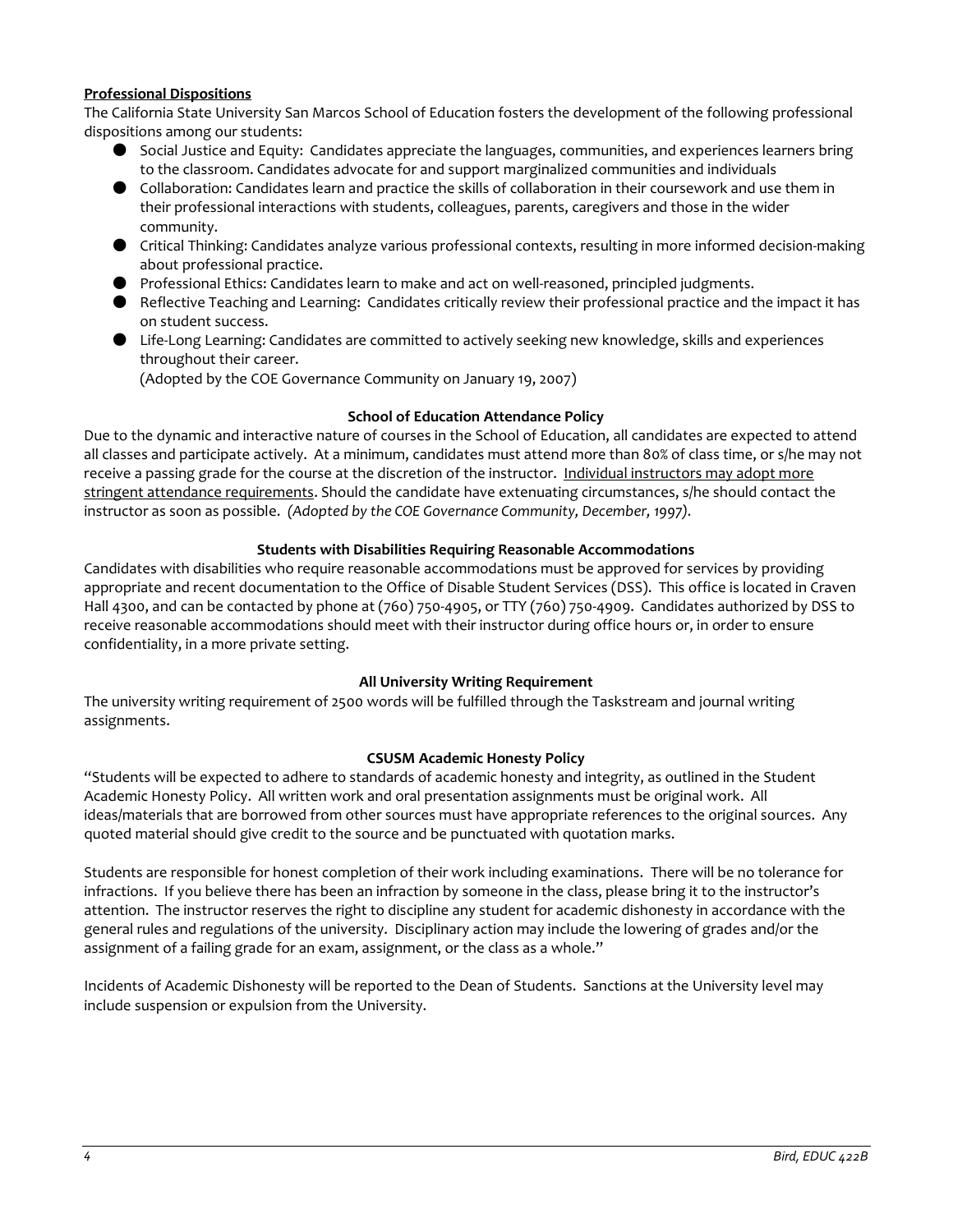**Professional Dispositions**

The California State University San Marcos School of Education fosters the development of the following professional dispositions among our students:

- Social Justice and Equity: Candidates appreciate the languages, communities, and experiences learners bring to the classroom. Candidates advocate for and support marginalized communities and individuals
- Collaboration: Candidates learn and practice the skills of collaboration in their coursework and use them in their professional interactions with students, colleagues, parents, caregivers and those in the wider community.
- Critical Thinking: Candidates analyze various professional contexts, resulting in more informed decision-making about professional practice.
- Professional Ethics: Candidates learn to make and act on well-reasoned, principled judgments.
- Reflective Teaching and Learning: Candidates critically review their professional practice and the impact it has on student success.
- Life-Long Learning: Candidates are committed to actively seeking new knowledge, skills and experiences throughout their career.

  (Adopted by the COE Governance Community on January 19, 2007)

**School of Education Attendance Policy**

Due to the dynamic and interactive nature of courses in the School of Education, all candidates are expected to attend all classes and participate actively. At a minimum, candidates must attend more than 80% of class time, or s/he may not receive a passing grade for the course at the discretion of the instructor. Individual instructors may adopt more stringent attendance requirements. Should the candidate have extenuating circumstances, s/he should contact the instructor as soon as possible. *(Adopted by the COE Governance Community, December, 1997).*

**Students with Disabilities Requiring Reasonable Accommodations**

Candidates with disabilities who require reasonable accommodations must be approved for services by providing appropriate and recent documentation to the Office of Disable Student Services (DSS). This office is located in Craven Hall 4300, and can be contacted by phone at (760) 750-4905, or TTY (760) 750-4909. Candidates authorized by DSS to receive reasonable accommodations should meet with their instructor during office hours or, in order to ensure confidentiality, in a more private setting.

**All University Writing Requirement**

The university writing requirement of 2500 words will be fulfilled through the Taskstream and journal writing assignments.

**CSUSM Academic Honesty Policy**

"Students will be expected to adhere to standards of academic honesty and integrity, as outlined in the Student Academic Honesty Policy. All written work and oral presentation assignments must be original work. All ideas/materials that are borrowed from other sources must have appropriate references to the original sources. Any quoted material should give credit to the source and be punctuated with quotation marks.

Students are responsible for honest completion of their work including examinations. There will be no tolerance for infractions. If you believe there has been an infraction by someone in the class, please bring it to the instructor's attention. The instructor reserves the right to discipline any student for academic dishonesty in accordance with the general rules and regulations of the university. Disciplinary action may include the lowering of grades and/or the assignment of a failing grade for an exam, assignment, or the class as a whole."

Incidents of Academic Dishonesty will be reported to the Dean of Students. Sanctions at the University level may include suspension or expulsion from the University.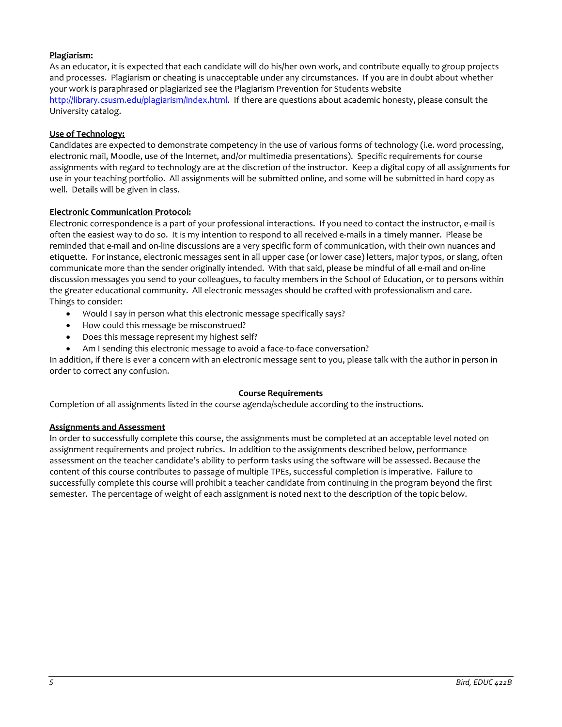**Plagiarism:**

As an educator, it is expected that each candidate will do his/her own work, and contribute equally to group projects and processes. Plagiarism or cheating is unacceptable under any circumstances. If you are in doubt about whether your work is paraphrased or plagiarized see the Plagiarism Prevention for Students website http://library.csusm.edu/plagiarism/index.html. If there are questions about academic honesty, please consult the University catalog.

**Use of Technology:**

Candidates are expected to demonstrate competency in the use of various forms of technology (i.e. word processing, electronic mail, Moodle, use of the Internet, and/or multimedia presentations). Specific requirements for course assignments with regard to technology are at the discretion of the instructor. Keep a digital copy of all assignments for use in your teaching portfolio. All assignments will be submitted online, and some will be submitted in hard copy as well. Details will be given in class.

**Electronic Communication Protocol:**

Electronic correspondence is a part of your professional interactions. If you need to contact the instructor, e-mail is often the easiest way to do so. It is my intention to respond to all received e-mails in a timely manner. Please be reminded that e-mail and on-line discussions are a very specific form of communication, with their own nuances and etiquette. For instance, electronic messages sent in all upper case (or lower case) letters, major typos, or slang, often communicate more than the sender originally intended. With that said, please be mindful of all e-mail and on-line discussion messages you send to your colleagues, to faculty members in the School of Education, or to persons within the greater educational community. All electronic messages should be crafted with professionalism and care. Things to consider:

- Would I say in person what this electronic message specifically says?
- How could this message be misconstrued?
- Does this message represent my highest self?
- Am I sending this electronic message to avoid a face-to-face conversation?

In addition, if there is ever a concern with an electronic message sent to you, please talk with the author in person in order to correct any confusion.

## Course Requirements

Completion of all assignments listed in the course agenda/schedule according to the instructions.

**Assignments and Assessment**

In order to successfully complete this course, the assignments must be completed at an acceptable level noted on assignment requirements and project rubrics. In addition to the assignments described below, performance assessment on the teacher candidate's ability to perform tasks using the software will be assessed. Because the content of this course contributes to passage of multiple TPEs, successful completion is imperative. Failure to successfully complete this course will prohibit a teacher candidate from continuing in the program beyond the first semester. The percentage of weight of each assignment is noted next to the description of the topic below.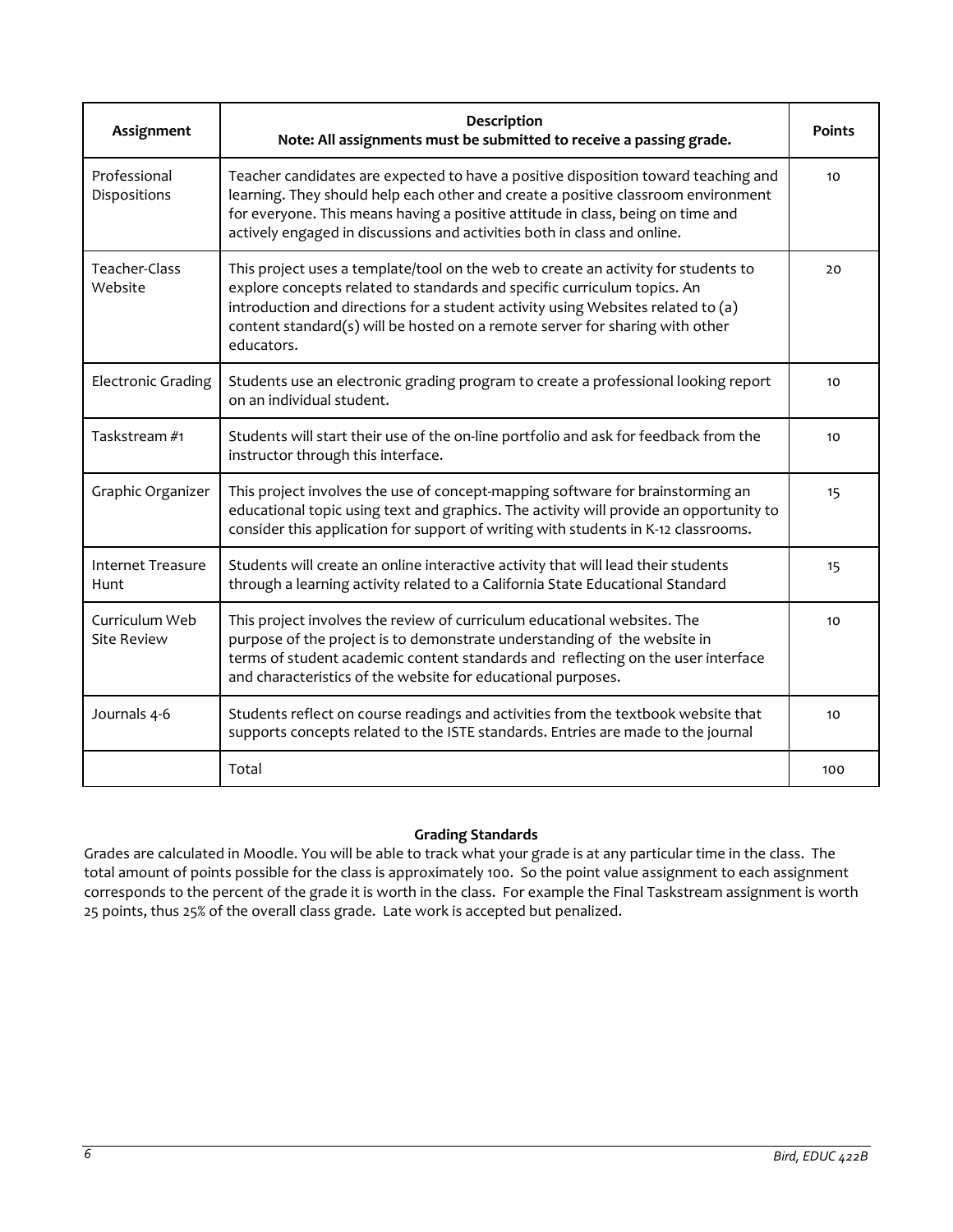| Assignment | Description<br>Note: All assignments must be submitted to receive a passing grade. | Points |
|---|---|---|
| Professional Dispositions | Teacher candidates are expected to have a positive disposition toward teaching and learning. They should help each other and create a positive classroom environment for everyone. This means having a positive attitude in class, being on time and actively engaged in discussions and activities both in class and online. | 10 |
| Teacher-Class Website | This project uses a template/tool on the web to create an activity for students to explore concepts related to standards and specific curriculum topics. An introduction and directions for a student activity using Websites related to (a) content standard(s) will be hosted on a remote server for sharing with other educators. | 20 |
| Electronic Grading | Students use an electronic grading program to create a professional looking report on an individual student. | 10 |
| Taskstream #1 | Students will start their use of the on-line portfolio and ask for feedback from the instructor through this interface. | 10 |
| Graphic Organizer | This project involves the use of concept-mapping software for brainstorming an educational topic using text and graphics. The activity will provide an opportunity to consider this application for support of writing with students in K-12 classrooms. | 15 |
| Internet Treasure Hunt | Students will create an online interactive activity that will lead their students through a learning activity related to a California State Educational Standard | 15 |
| Curriculum Web Site Review | This project involves the review of curriculum educational websites. The purpose of the project is to demonstrate understanding of the website in terms of student academic content standards and reflecting on the user interface and characteristics of the website for educational purposes. | 10 |
| Journals 4-6 | Students reflect on course readings and activities from the textbook website that supports concepts related to the ISTE standards. Entries are made to the journal | 10 |
| | Total | 100 |

### Grading Standards

Grades are calculated in Moodle. You will be able to track what your grade is at any particular time in the class. The total amount of points possible for the class is approximately 100. So the point value assignment to each assignment corresponds to the percent of the grade it is worth in the class. For example the Final Taskstream assignment is worth 25 points, thus 25% of the overall class grade. Late work is accepted but penalized.